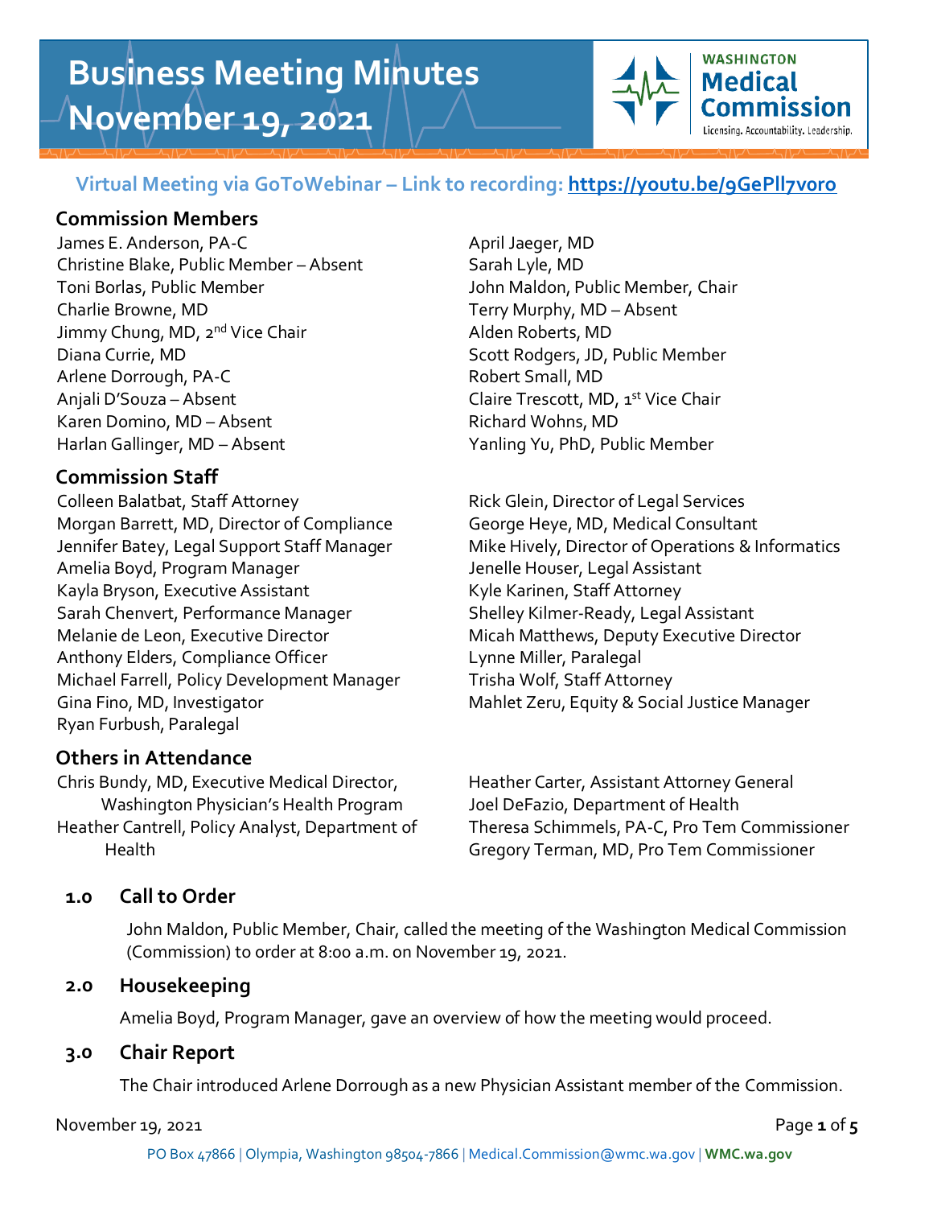# Business Meeting Minutes November 19, 2021

**WASHINGTON Medical Commission** — Licensing. Accountability. Leadership.

### Virtual Meeting via GoToWebinar – Link to recording: https://youtu.be/9GePll7voro

## Commission Members

James E. Anderson, PA-C
Christine Blake, Public Member – Absent
Toni Borlas, Public Member
Charlie Browne, MD
Jimmy Chung, MD, 2nd Vice Chair
Diana Currie, MD
Arlene Dorrough, PA-C
Anjali D'Souza – Absent
Karen Domino, MD – Absent
Harlan Gallinger, MD – Absent
April Jaeger, MD
Sarah Lyle, MD
John Maldon, Public Member, Chair
Terry Murphy, MD – Absent
Alden Roberts, MD
Scott Rodgers, JD, Public Member
Robert Small, MD
Claire Trescott, MD, 1st Vice Chair
Richard Wohns, MD
Yanling Yu, PhD, Public Member

## Commission Staff

Colleen Balatbat, Staff Attorney
Morgan Barrett, MD, Director of Compliance
Jennifer Batey, Legal Support Staff Manager
Amelia Boyd, Program Manager
Kayla Bryson, Executive Assistant
Sarah Chenvert, Performance Manager
Melanie de Leon, Executive Director
Anthony Elders, Compliance Officer
Michael Farrell, Policy Development Manager
Gina Fino, MD, Investigator
Ryan Furbush, Paralegal
Rick Glein, Director of Legal Services
George Heye, MD, Medical Consultant
Mike Hively, Director of Operations & Informatics
Jenelle Houser, Legal Assistant
Kyle Karinen, Staff Attorney
Shelley Kilmer-Ready, Legal Assistant
Micah Matthews, Deputy Executive Director
Lynne Miller, Paralegal
Trisha Wolf, Staff Attorney
Mahlet Zeru, Equity & Social Justice Manager

## Others in Attendance

Chris Bundy, MD, Executive Medical Director, Washington Physician's Health Program
Heather Cantrell, Policy Analyst, Department of Health
Heather Carter, Assistant Attorney General
Joel DeFazio, Department of Health
Theresa Schimmels, PA-C, Pro Tem Commissioner
Gregory Terman, MD, Pro Tem Commissioner

## 1.0 Call to Order

John Maldon, Public Member, Chair, called the meeting of the Washington Medical Commission (Commission) to order at 8:00 a.m. on November 19, 2021.

## 2.0 Housekeeping

Amelia Boyd, Program Manager, gave an overview of how the meeting would proceed.

## 3.0 Chair Report

The Chair introduced Arlene Dorrough as a new Physician Assistant member of the Commission.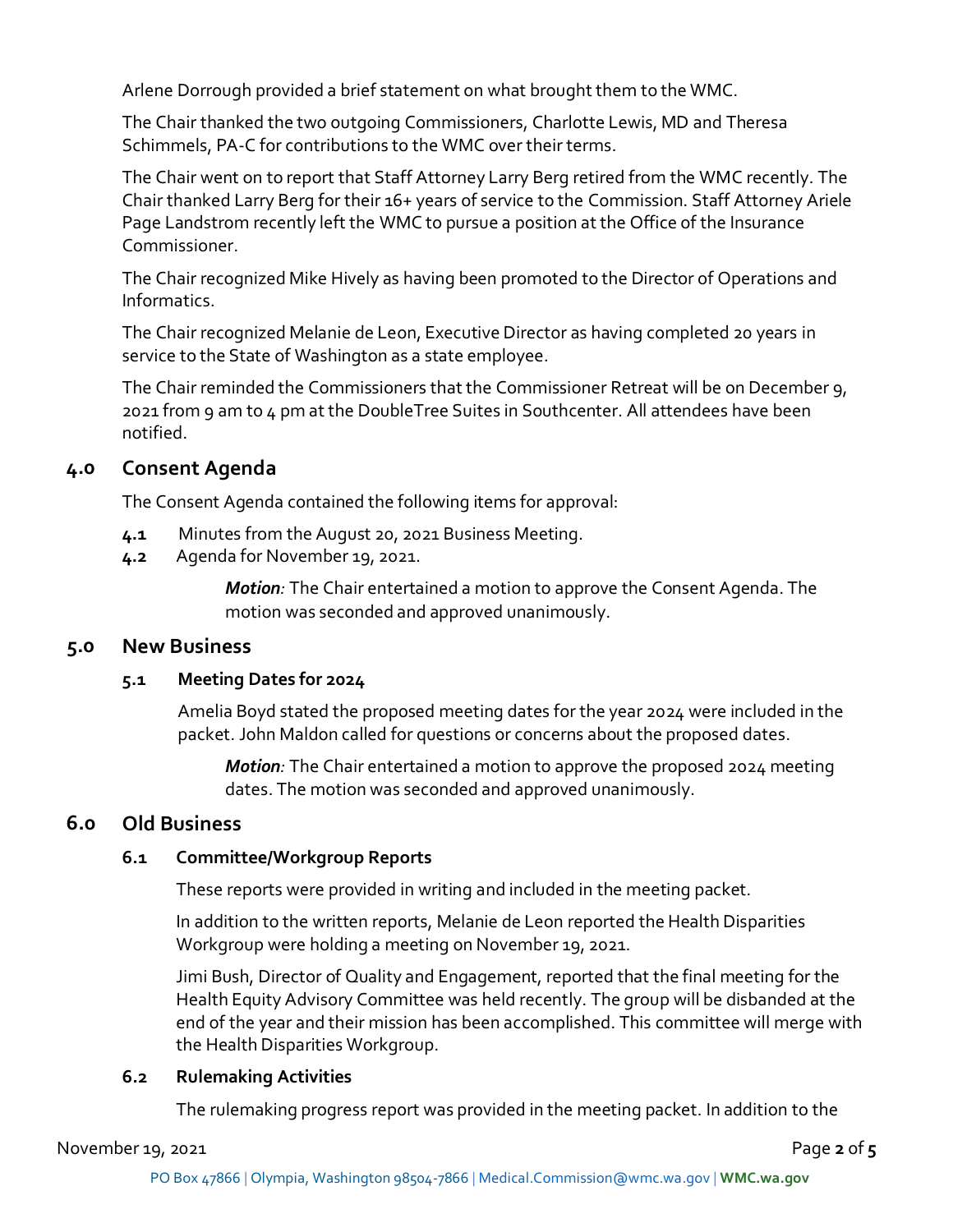Arlene Dorrough provided a brief statement on what brought them to the WMC.

The Chair thanked the two outgoing Commissioners, Charlotte Lewis, MD and Theresa Schimmels, PA-C for contributions to the WMC over their terms.

The Chair went on to report that Staff Attorney Larry Berg retired from the WMC recently. The Chair thanked Larry Berg for their 16+ years of service to the Commission. Staff Attorney Ariele Page Landstrom recently left the WMC to pursue a position at the Office of the Insurance Commissioner.

The Chair recognized Mike Hively as having been promoted to the Director of Operations and Informatics.

The Chair recognized Melanie de Leon, Executive Director as having completed 20 years in service to the State of Washington as a state employee.

The Chair reminded the Commissioners that the Commissioner Retreat will be on December 9, 2021 from 9 am to 4 pm at the DoubleTree Suites in Southcenter. All attendees have been notified.

## 4.0 Consent Agenda

The Consent Agenda contained the following items for approval:

**4.1** Minutes from the August 20, 2021 Business Meeting.
**4.2** Agenda for November 19, 2021.

> ***Motion**:* The Chair entertained a motion to approve the Consent Agenda. The motion was seconded and approved unanimously.

## 5.0 New Business

### 5.1 Meeting Dates for 2024

Amelia Boyd stated the proposed meeting dates for the year 2024 were included in the packet. John Maldon called for questions or concerns about the proposed dates.

> ***Motion**:* The Chair entertained a motion to approve the proposed 2024 meeting dates. The motion was seconded and approved unanimously.

## 6.0 Old Business

### 6.1 Committee/Workgroup Reports

These reports were provided in writing and included in the meeting packet.

In addition to the written reports, Melanie de Leon reported the Health Disparities Workgroup were holding a meeting on November 19, 2021.

Jimi Bush, Director of Quality and Engagement, reported that the final meeting for the Health Equity Advisory Committee was held recently. The group will be disbanded at the end of the year and their mission has been accomplished. This committee will merge with the Health Disparities Workgroup.

### 6.2 Rulemaking Activities

The rulemaking progress report was provided in the meeting packet. In addition to the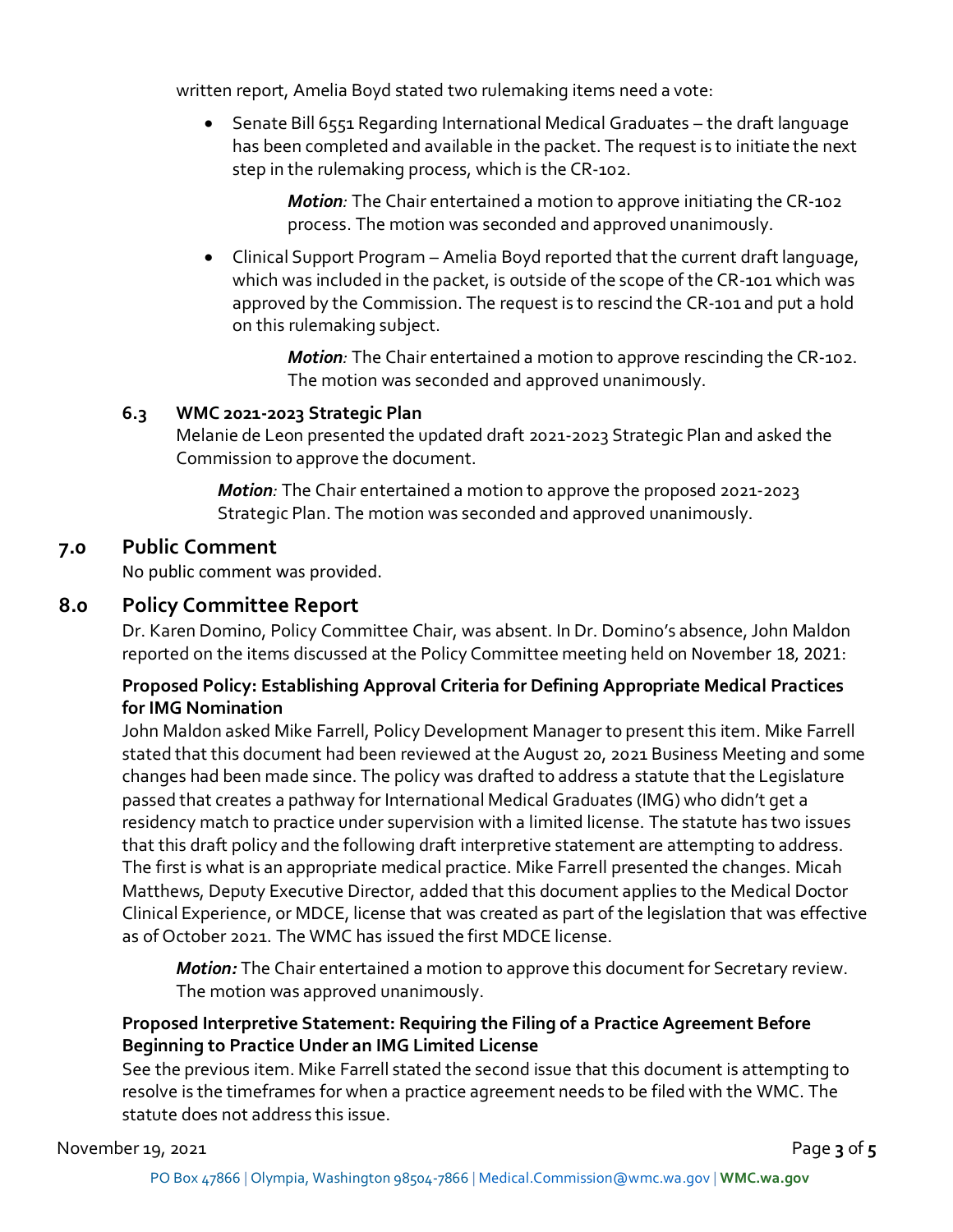written report, Amelia Boyd stated two rulemaking items need a vote:

- Senate Bill 6551 Regarding International Medical Graduates – the draft language has been completed and available in the packet. The request is to initiate the next step in the rulemaking process, which is the CR-102.

  ***Motion**:* The Chair entertained a motion to approve initiating the CR-102 process. The motion was seconded and approved unanimously.

- Clinical Support Program – Amelia Boyd reported that the current draft language, which was included in the packet, is outside of the scope of the CR-101 which was approved by the Commission. The request is to rescind the CR-101 and put a hold on this rulemaking subject.

  ***Motion**:* The Chair entertained a motion to approve rescinding the CR-102. The motion was seconded and approved unanimously.

### 6.3 WMC 2021-2023 Strategic Plan

Melanie de Leon presented the updated draft 2021-2023 Strategic Plan and asked the Commission to approve the document.

***Motion**:* The Chair entertained a motion to approve the proposed 2021-2023 Strategic Plan. The motion was seconded and approved unanimously.

## 7.0 Public Comment

No public comment was provided.

## 8.0 Policy Committee Report

Dr. Karen Domino, Policy Committee Chair, was absent. In Dr. Domino's absence, John Maldon reported on the items discussed at the Policy Committee meeting held on November 18, 2021:

**Proposed Policy: Establishing Approval Criteria for Defining Appropriate Medical Practices for IMG Nomination**

John Maldon asked Mike Farrell, Policy Development Manager to present this item. Mike Farrell stated that this document had been reviewed at the August 20, 2021 Business Meeting and some changes had been made since. The policy was drafted to address a statute that the Legislature passed that creates a pathway for International Medical Graduates (IMG) who didn't get a residency match to practice under supervision with a limited license. The statute has two issues that this draft policy and the following draft interpretive statement are attempting to address. The first is what is an appropriate medical practice. Mike Farrell presented the changes. Micah Matthews, Deputy Executive Director, added that this document applies to the Medical Doctor Clinical Experience, or MDCE, license that was created as part of the legislation that was effective as of October 2021. The WMC has issued the first MDCE license.

***Motion:*** The Chair entertained a motion to approve this document for Secretary review. The motion was approved unanimously.

**Proposed Interpretive Statement: Requiring the Filing of a Practice Agreement Before Beginning to Practice Under an IMG Limited License**

See the previous item. Mike Farrell stated the second issue that this document is attempting to resolve is the timeframes for when a practice agreement needs to be filed with the WMC. The statute does not address this issue.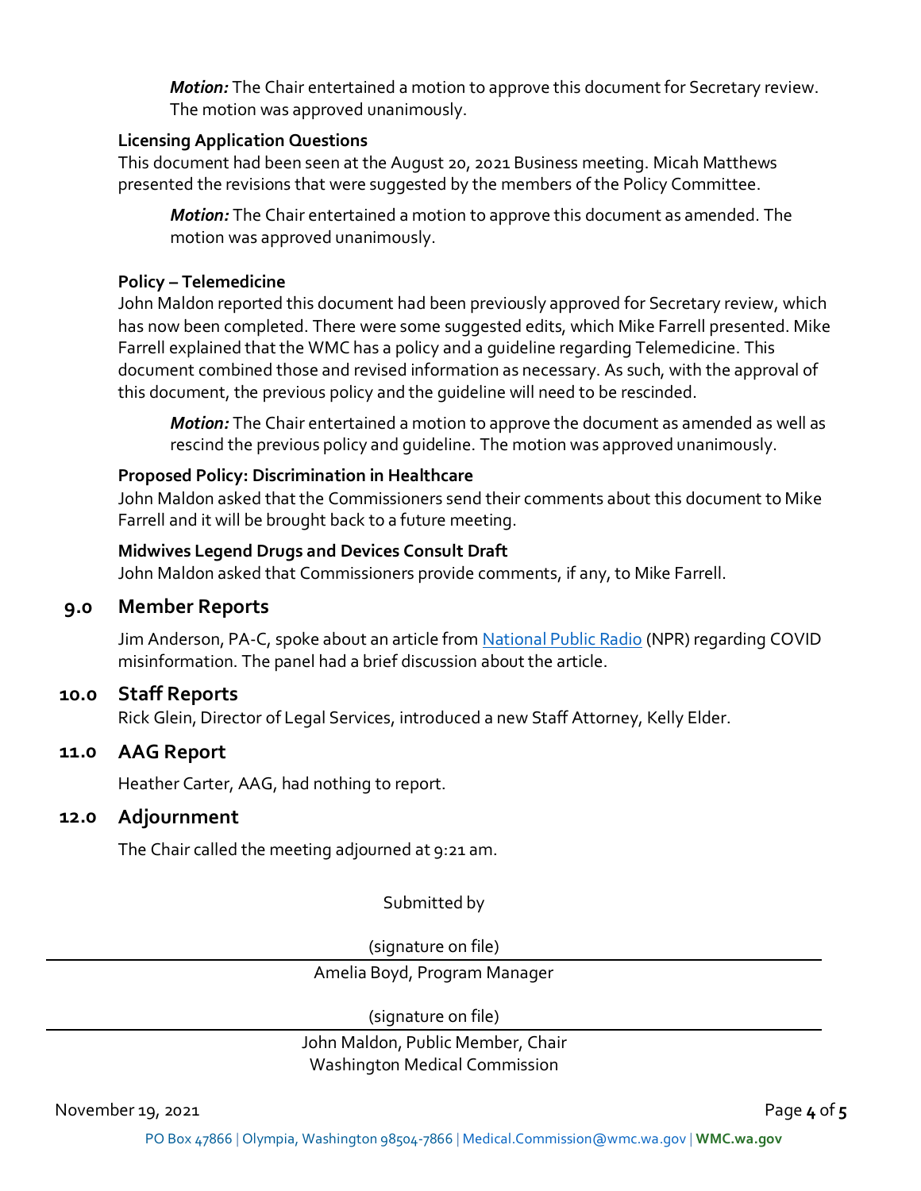*Motion:* The Chair entertained a motion to approve this document for Secretary review. The motion was approved unanimously.

**Licensing Application Questions**

This document had been seen at the August 20, 2021 Business meeting. Micah Matthews presented the revisions that were suggested by the members of the Policy Committee.

*Motion:* The Chair entertained a motion to approve this document as amended. The motion was approved unanimously.

**Policy – Telemedicine**

John Maldon reported this document had been previously approved for Secretary review, which has now been completed. There were some suggested edits, which Mike Farrell presented. Mike Farrell explained that the WMC has a policy and a guideline regarding Telemedicine. This document combined those and revised information as necessary. As such, with the approval of this document, the previous policy and the guideline will need to be rescinded.

*Motion:* The Chair entertained a motion to approve the document as amended as well as rescind the previous policy and guideline. The motion was approved unanimously.

**Proposed Policy: Discrimination in Healthcare**

John Maldon asked that the Commissioners send their comments about this document to Mike Farrell and it will be brought back to a future meeting.

**Midwives Legend Drugs and Devices Consult Draft**

John Maldon asked that Commissioners provide comments, if any, to Mike Farrell.

## 9.0 Member Reports

Jim Anderson, PA-C, spoke about an article from National Public Radio (NPR) regarding COVID misinformation. The panel had a brief discussion about the article.

## 10.0 Staff Reports

Rick Glein, Director of Legal Services, introduced a new Staff Attorney, Kelly Elder.

## 11.0 AAG Report

Heather Carter, AAG, had nothing to report.

## 12.0 Adjournment

The Chair called the meeting adjourned at 9:21 am.

Submitted by

(signature on file)

Amelia Boyd, Program Manager

(signature on file)

John Maldon, Public Member, Chair
Washington Medical Commission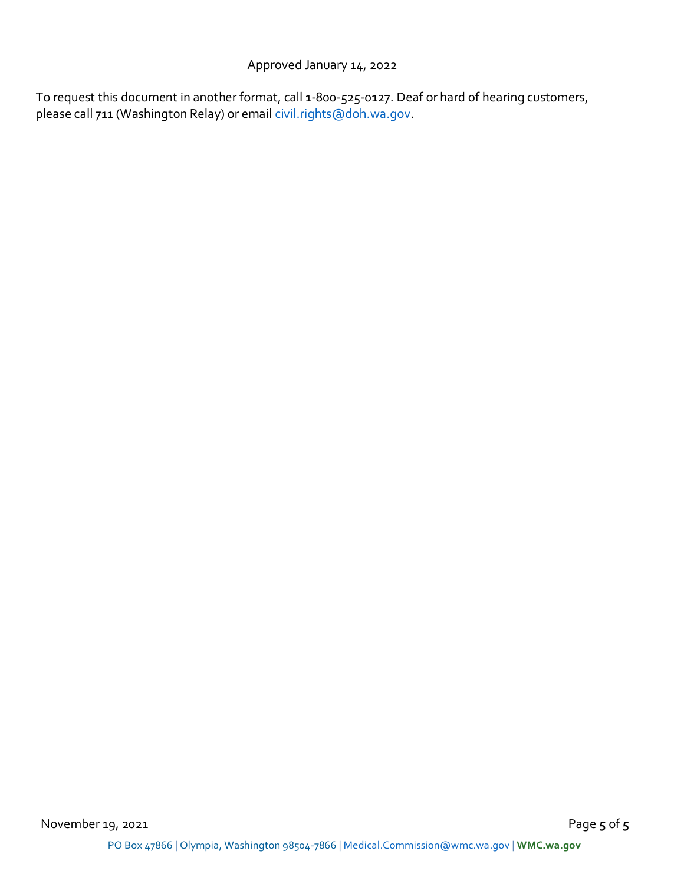Approved January 14, 2022

To request this document in another format, call 1-800-525-0127. Deaf or hard of hearing customers, please call 711 (Washington Relay) or email civil.rights@doh.wa.gov.